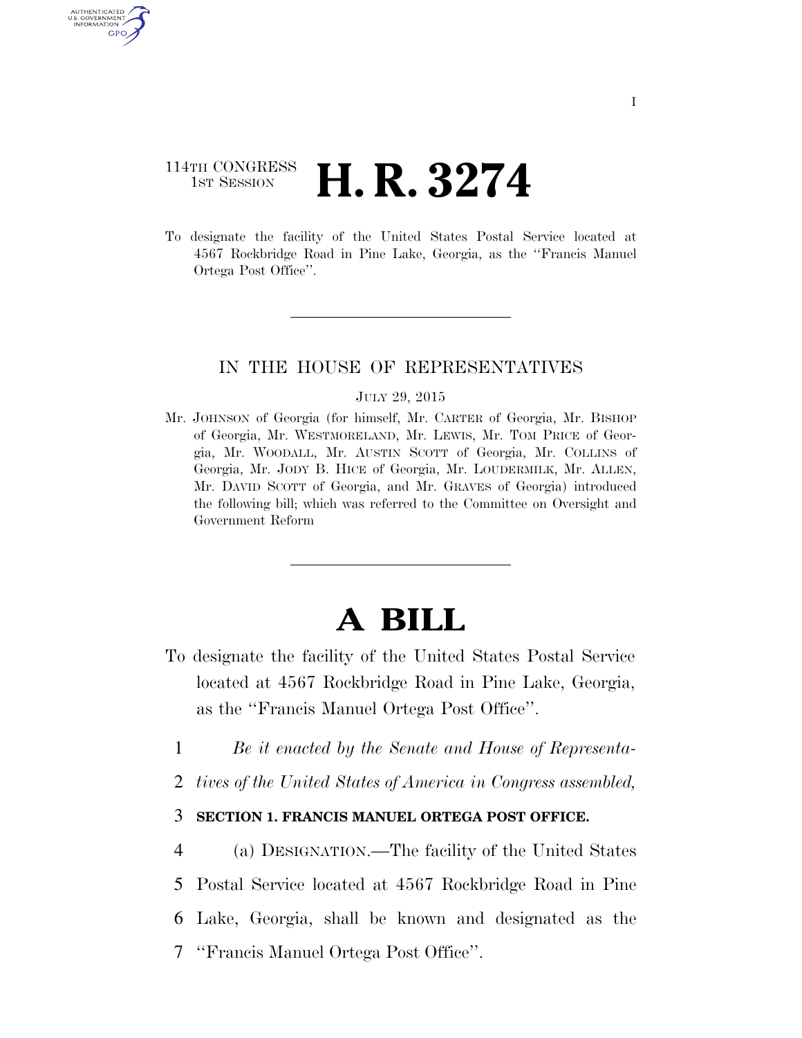114TH CONGRESS
1ST SESSION

# H. R. 3274

To designate the facility of the United States Postal Service located at 4567 Rockbridge Road in Pine Lake, Georgia, as the "Francis Manuel Ortega Post Office".

---

IN THE HOUSE OF REPRESENTATIVES

JULY 29, 2015

Mr. JOHNSON of Georgia (for himself, Mr. CARTER of Georgia, Mr. BISHOP of Georgia, Mr. WESTMORELAND, Mr. LEWIS, Mr. TOM PRICE of Georgia, Mr. WOODALL, Mr. AUSTIN SCOTT of Georgia, Mr. COLLINS of Georgia, Mr. JODY B. HICE of Georgia, Mr. LOUDERMILK, Mr. ALLEN, Mr. DAVID SCOTT of Georgia, and Mr. GRAVES of Georgia) introduced the following bill; which was referred to the Committee on Oversight and Government Reform

---

# A BILL

To designate the facility of the United States Postal Service located at 4567 Rockbridge Road in Pine Lake, Georgia, as the "Francis Manuel Ortega Post Office".

1 *Be it enacted by the Senate and House of Representa-*
2 *tives of the United States of America in Congress assembled,*

3 **SECTION 1. FRANCIS MANUEL ORTEGA POST OFFICE.**

4 (a) DESIGNATION.—The facility of the United States
5 Postal Service located at 4567 Rockbridge Road in Pine
6 Lake, Georgia, shall be known and designated as the
7 "Francis Manuel Ortega Post Office".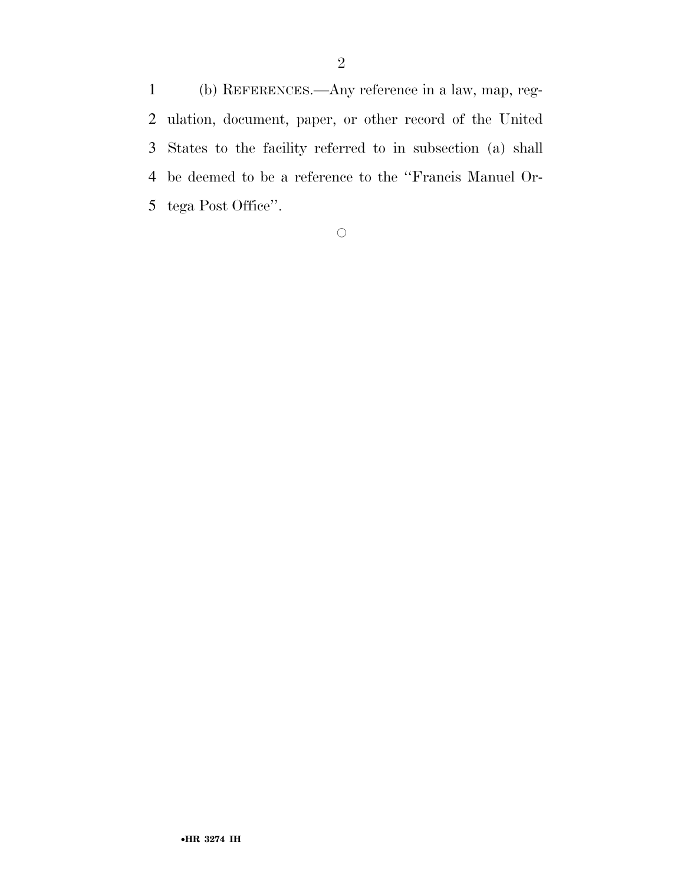(b) REFERENCES.—Any reference in a law, map, regulation, document, paper, or other record of the United States to the facility referred to in subsection (a) shall be deemed to be a reference to the ''Francis Manuel Ortega Post Office''.

○